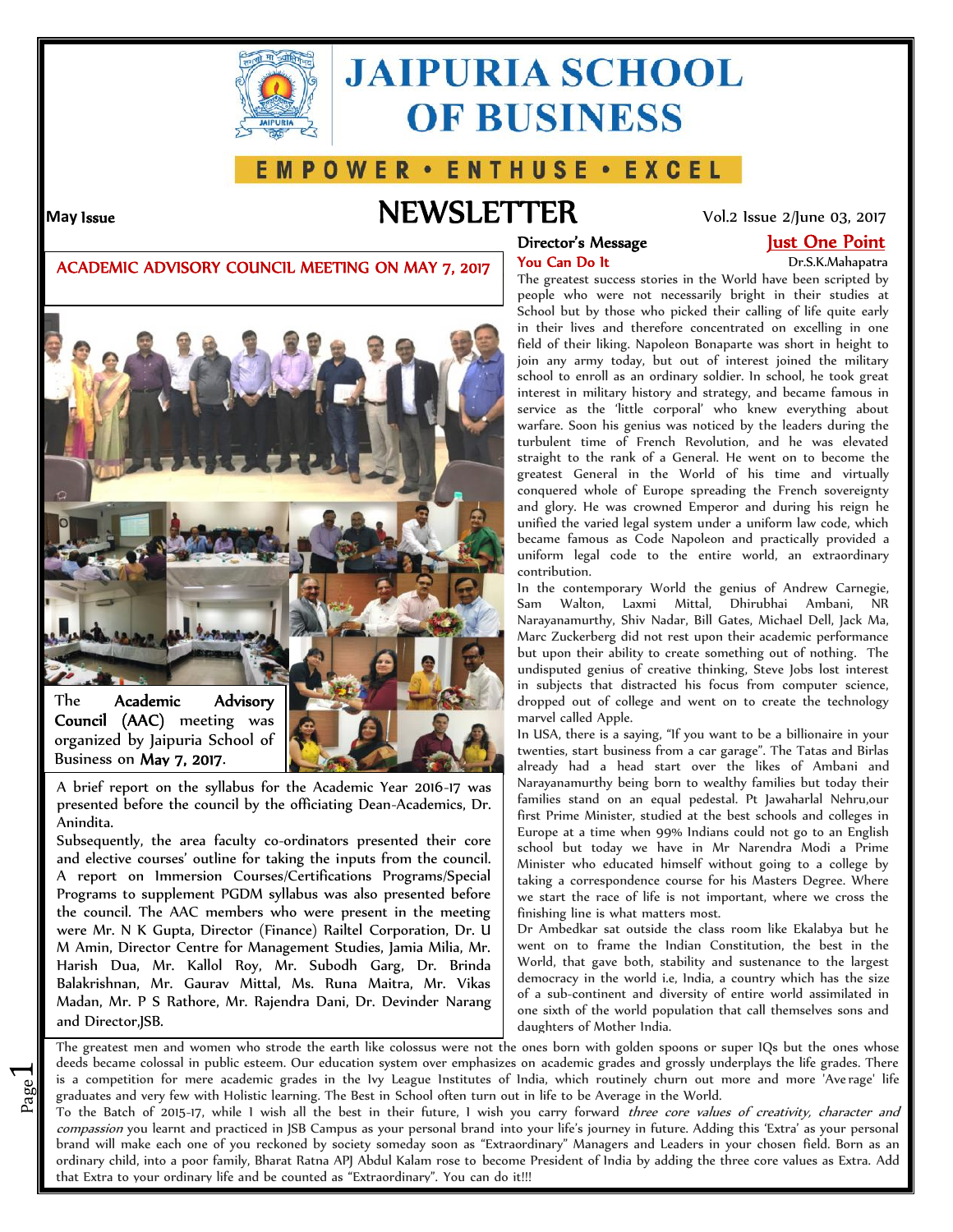# JAIPURIA SCHOOL OF BUSINESS

EMPOWER • ENTHUSE • EXCEL

May Issue

# NEWSLETTER

Vol.2 Issue 2/June 03, 2017

## ACADEMIC ADVISORY COUNCIL MEETING ON MAY 7, 2017

The **Academic Advisory Council** (AAC) meeting was organized by Jaipuria School of Business on **May 7, 2017**.

A brief report on the syllabus for the Academic Year 2016-17 was presented before the council by the officiating Dean-Academics, Dr. Anindita.

Subsequently, the area faculty co-ordinators presented their core and elective courses' outline for taking the inputs from the council. A report on Immersion Courses/Certifications Programs/Special Programs to supplement PGDM syllabus was also presented before the council. The AAC members who were present in the meeting were Mr. N K Gupta, Director (Finance) Railtel Corporation, Dr. U M Amin, Director Centre for Management Studies, Jamia Milia, Mr. Harish Dua, Mr. Kallol Roy, Mr. Subodh Garg, Dr. Brinda Balakrishnan, Mr. Gaurav Mittal, Ms. Runa Maitra, Mr. Vikas Madan, Mr. P S Rathore, Mr. Rajendra Dani, Dr. Devinder Narang and Director,JSB.

## Director's Message

### Just One Point

**You Can Do It**

Dr.S.K.Mahapatra

The greatest success stories in the World have been scripted by people who were not necessarily bright in their studies at School but by those who picked their calling of life quite early in their lives and therefore concentrated on excelling in one field of their liking. Napoleon Bonaparte was short in height to join any army today, but out of interest joined the military school to enroll as an ordinary soldier. In school, he took great interest in military history and strategy, and became famous in service as the 'little corporal' who knew everything about warfare. Soon his genius was noticed by the leaders during the turbulent time of French Revolution, and he was elevated straight to the rank of a General. He went on to become the greatest General in the World of his time and virtually conquered whole of Europe spreading the French sovereignty and glory. He was crowned Emperor and during his reign he unified the varied legal system under a uniform law code, which became famous as Code Napoleon and practically provided a uniform legal code to the entire world, an extraordinary contribution.

In the contemporary World the genius of Andrew Carnegie, Sam Walton, Laxmi Mittal, Dhirubhai Ambani, NR Narayanamurthy, Shiv Nadar, Bill Gates, Michael Dell, Jack Ma, Marc Zuckerberg did not rest upon their academic performance but upon their ability to create something out of nothing. The undisputed genius of creative thinking, Steve Jobs lost interest in subjects that distracted his focus from computer science, dropped out of college and went on to create the technology marvel called Apple.

In USA, there is a saying, "If you want to be a billionaire in your twenties, start business from a car garage". The Tatas and Birlas already had a head start over the likes of Ambani and Narayanamurthy being born to wealthy families but today their families stand on an equal pedestal. Pt Jawaharlal Nehru,our first Prime Minister, studied at the best schools and colleges in Europe at a time when 99% Indians could not go to an English school but today we have in Mr Narendra Modi a Prime Minister who educated himself without going to a college by taking a correspondence course for his Masters Degree. Where we start the race of life is not important, where we cross the finishing line is what matters most.

Dr Ambedkar sat outside the class room like Ekalabya but he went on to frame the Indian Constitution, the best in the World, that gave both, stability and sustenance to the largest democracy in the world i.e, India, a country which has the size of a sub-continent and diversity of entire world assimilated in one sixth of the world population that call themselves sons and daughters of Mother India.

The greatest men and women who strode the earth like colossus were not the ones born with golden spoons or super IQs but the ones whose deeds became colossal in public esteem. Our education system over emphasizes on academic grades and grossly underplays the life grades. There is a competition for mere academic grades in the Ivy League Institutes of India, which routinely churn out more and more 'Average' life graduates and very few with Holistic learning. The Best in School often turn out in life to be Average in the World.

To the Batch of 2015-17, while I wish all the best in their future, I wish you carry forward *three core values of creativity, character and compassion* you learnt and practiced in JSB Campus as your personal brand into your life's journey in future. Adding this 'Extra' as your personal brand will make each one of you reckoned by society someday soon as "Extraordinary" Managers and Leaders in your chosen field. Born as an ordinary child, into a poor family, Bharat Ratna APJ Abdul Kalam rose to become President of India by adding the three core values as Extra. Add that Extra to your ordinary life and be counted as "Extraordinary". You can do it!!!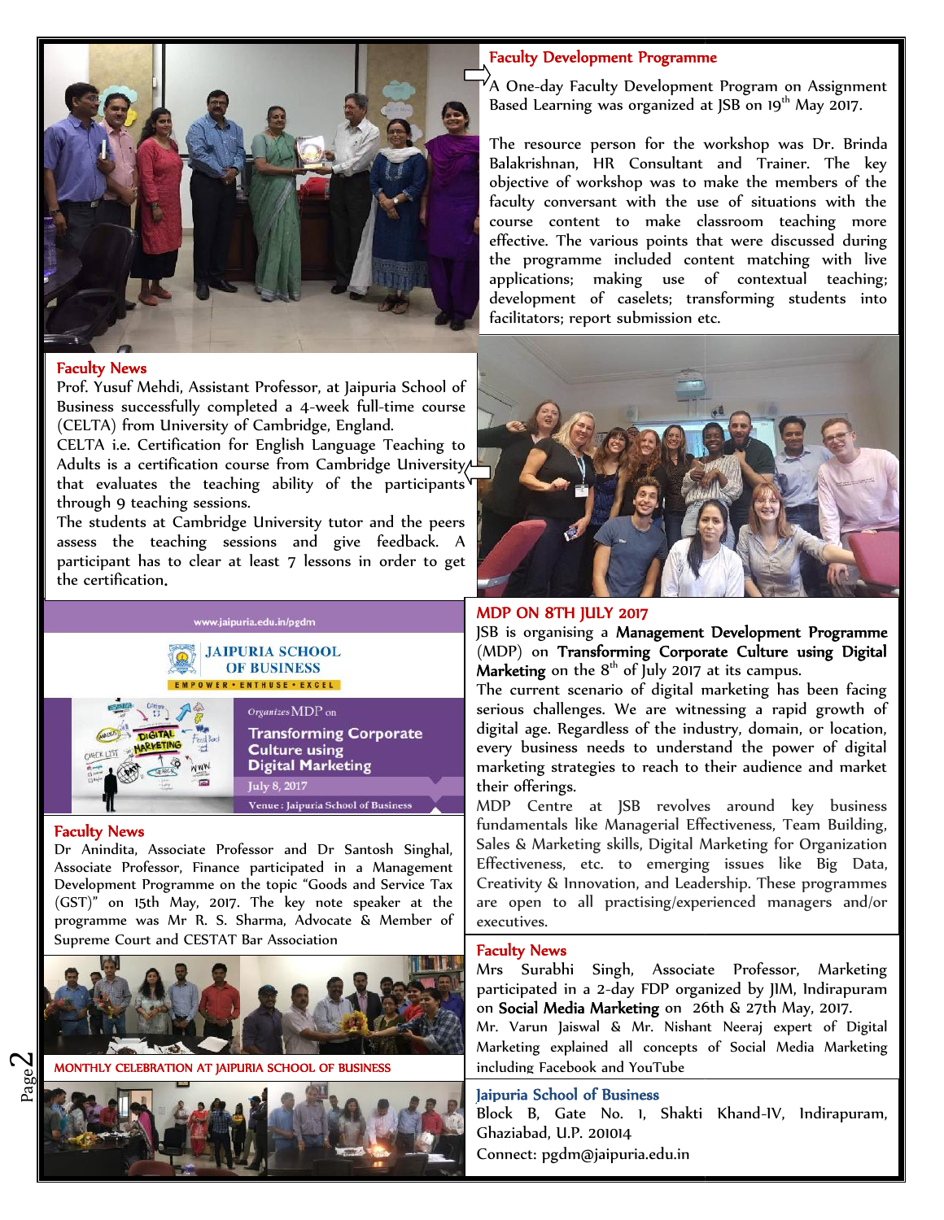## Faculty Development Programme

A One-day Faculty Development Program on Assignment Based Learning was organized at JSB on 19th May 2017.

The resource person for the workshop was Dr. Brinda Balakrishnan, HR Consultant and Trainer. The key objective of workshop was to make the members of the faculty conversant with the use of situations with the course content to make classroom teaching more effective. The various points that were discussed during the programme included content matching with live applications; making use of contextual teaching; development of caselets; transforming students into facilitators; report submission etc.

## Faculty News

Prof. Yusuf Mehdi, Assistant Professor, at Jaipuria School of Business successfully completed a 4-week full-time course (CELTA) from University of Cambridge, England.

CELTA i.e. Certification for English Language Teaching to Adults is a certification course from Cambridge University that evaluates the teaching ability of the participants through 9 teaching sessions.

The students at Cambridge University tutor and the peers assess the teaching sessions and give feedback. A participant has to clear at least 7 lessons in order to get the certification.

www.jaipuria.edu.in/pgdm

JAIPURIA SCHOOL OF BUSINESS

EMPOWER • ENTHUSE • EXCEL

Organizes MDP on

Transforming Corporate Culture using Digital Marketing

July 8, 2017

Venue : Jaipuria School of Business

## MDP ON 8TH JULY 2017

JSB is organising a **Management Development Programme** (MDP) on **Transforming Corporate Culture using Digital Marketing** on the 8th of July 2017 at its campus.

The current scenario of digital marketing has been facing serious challenges. We are witnessing a rapid growth of digital age. Regardless of the industry, domain, or location, every business needs to understand the power of digital marketing strategies to reach to their audience and market their offerings.

MDP Centre at JSB revolves around key business fundamentals like Managerial Effectiveness, Team Building, Sales & Marketing skills, Digital Marketing for Organization Effectiveness, etc. to emerging issues like Big Data, Creativity & Innovation, and Leadership. These programmes are open to all practising/experienced managers and/or executives.

## Faculty News

Dr Anindita, Associate Professor and Dr Santosh Singhal, Associate Professor, Finance participated in a Management Development Programme on the topic "Goods and Service Tax (GST)" on 15th May, 2017. The key note speaker at the programme was Mr R. S. Sharma, Advocate & Member of Supreme Court and CESTAT Bar Association

## Faculty News

Mrs Surabhi Singh, Associate Professor, Marketing participated in a 2-day FDP organized by JIM, Indirapuram on **Social Media Marketing** on 26th & 27th May, 2017.

Mr. Varun Jaiswal & Mr. Nishant Neeraj expert of Digital Marketing explained all concepts of Social Media Marketing including Facebook and YouTube

MONTHLY CELEBRATION AT JAIPURIA SCHOOL OF BUSINESS

## Jaipuria School of Business

Block B, Gate No. 1, Shakti Khand-IV, Indirapuram, Ghaziabad, U.P. 201014

Connect: pgdm@jaipuria.edu.in